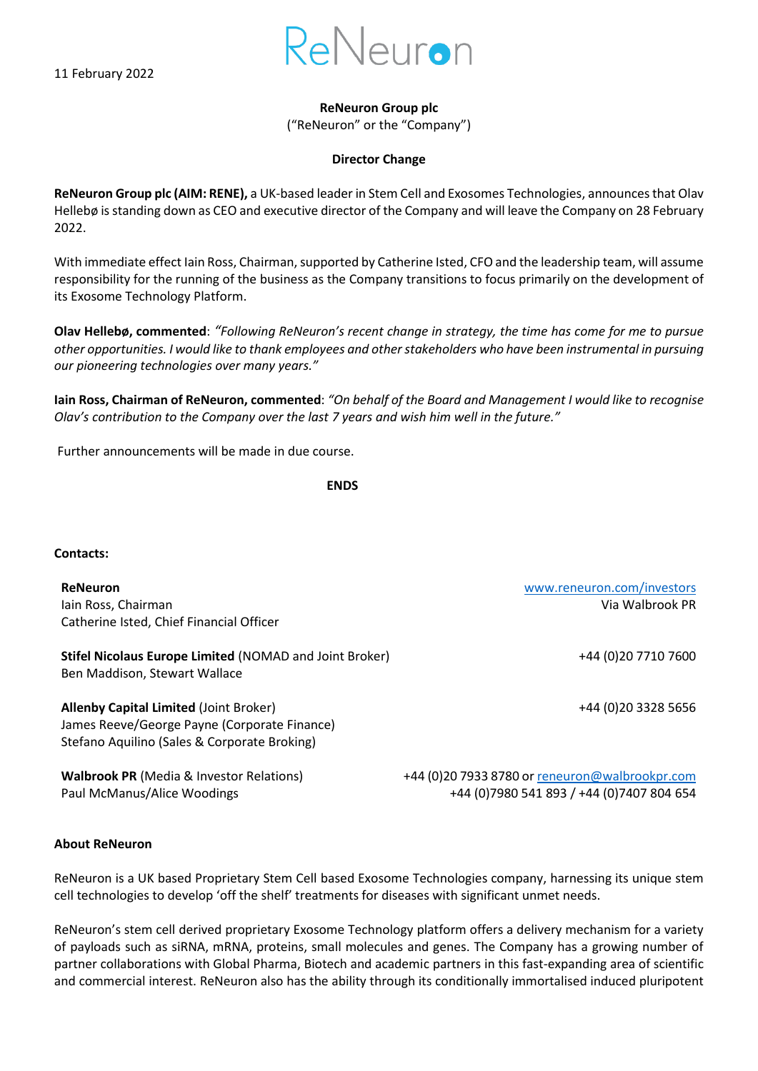11 February 2022

ReNeuron

**ReNeuron Group plc**
("ReNeuron" or the "Company")

**Director Change**

**ReNeuron Group plc (AIM: RENE),** a UK-based leader in Stem Cell and Exosomes Technologies, announces that Olav Hellebø is standing down as CEO and executive director of the Company and will leave the Company on 28 February 2022.

With immediate effect Iain Ross, Chairman, supported by Catherine Isted, CFO and the leadership team, will assume responsibility for the running of the business as the Company transitions to focus primarily on the development of its Exosome Technology Platform.

**Olav Hellebø, commented**: *"Following ReNeuron's recent change in strategy, the time has come for me to pursue other opportunities. I would like to thank employees and other stakeholders who have been instrumental in pursuing our pioneering technologies over many years."*

**Iain Ross, Chairman of ReNeuron, commented**: *"On behalf of the Board and Management I would like to recognise Olav's contribution to the Company over the last 7 years and wish him well in the future."*

Further announcements will be made in due course.

**ENDS**

**Contacts:**

| | |
|---|---|
| **ReNeuron**<br>Iain Ross, Chairman<br>Catherine Isted, Chief Financial Officer | www.reneuron.com/investors<br>Via Walbrook PR |
| **Stifel Nicolaus Europe Limited** (NOMAD and Joint Broker)<br>Ben Maddison, Stewart Wallace | +44 (0)20 7710 7600 |
| **Allenby Capital Limited** (Joint Broker)<br>James Reeve/George Payne (Corporate Finance)<br>Stefano Aquilino (Sales & Corporate Broking) | +44 (0)20 3328 5656 |
| **Walbrook PR** (Media & Investor Relations)<br>Paul McManus/Alice Woodings | +44 (0)20 7933 8780 or reneuron@walbrookpr.com<br>+44 (0)7980 541 893 / +44 (0)7407 804 654 |

**About ReNeuron**

ReNeuron is a UK based Proprietary Stem Cell based Exosome Technologies company, harnessing its unique stem cell technologies to develop 'off the shelf' treatments for diseases with significant unmet needs.

ReNeuron's stem cell derived proprietary Exosome Technology platform offers a delivery mechanism for a variety of payloads such as siRNA, mRNA, proteins, small molecules and genes. The Company has a growing number of partner collaborations with Global Pharma, Biotech and academic partners in this fast-expanding area of scientific and commercial interest. ReNeuron also has the ability through its conditionally immortalised induced pluripotent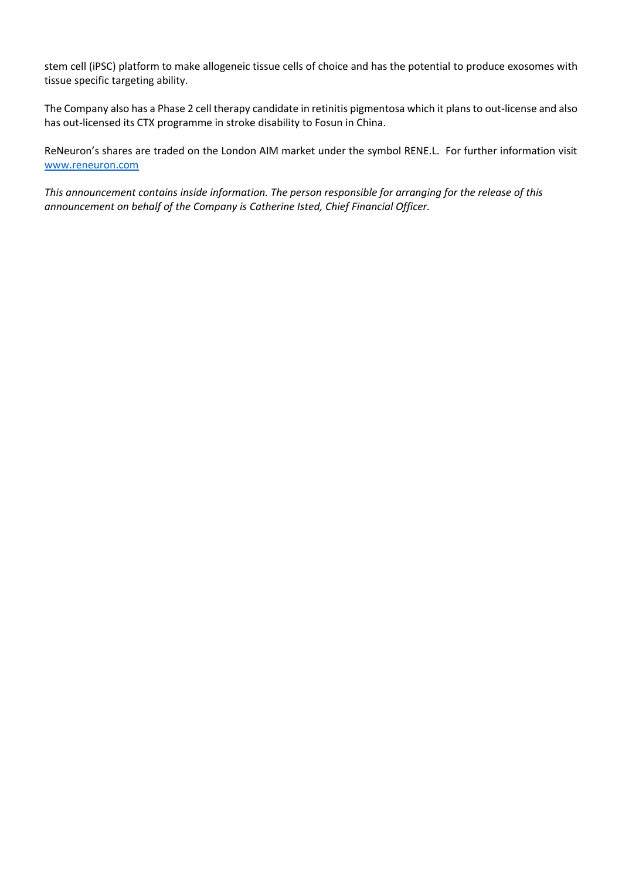stem cell (iPSC) platform to make allogeneic tissue cells of choice and has the potential to produce exosomes with tissue specific targeting ability.

The Company also has a Phase 2 cell therapy candidate in retinitis pigmentosa which it plans to out-license and also has out-licensed its CTX programme in stroke disability to Fosun in China.

ReNeuron's shares are traded on the London AIM market under the symbol RENE.L. For further information visit [www.reneuron.com](http://www.reneuron.com)

*This announcement contains inside information. The person responsible for arranging for the release of this announcement on behalf of the Company is Catherine Isted, Chief Financial Officer.*